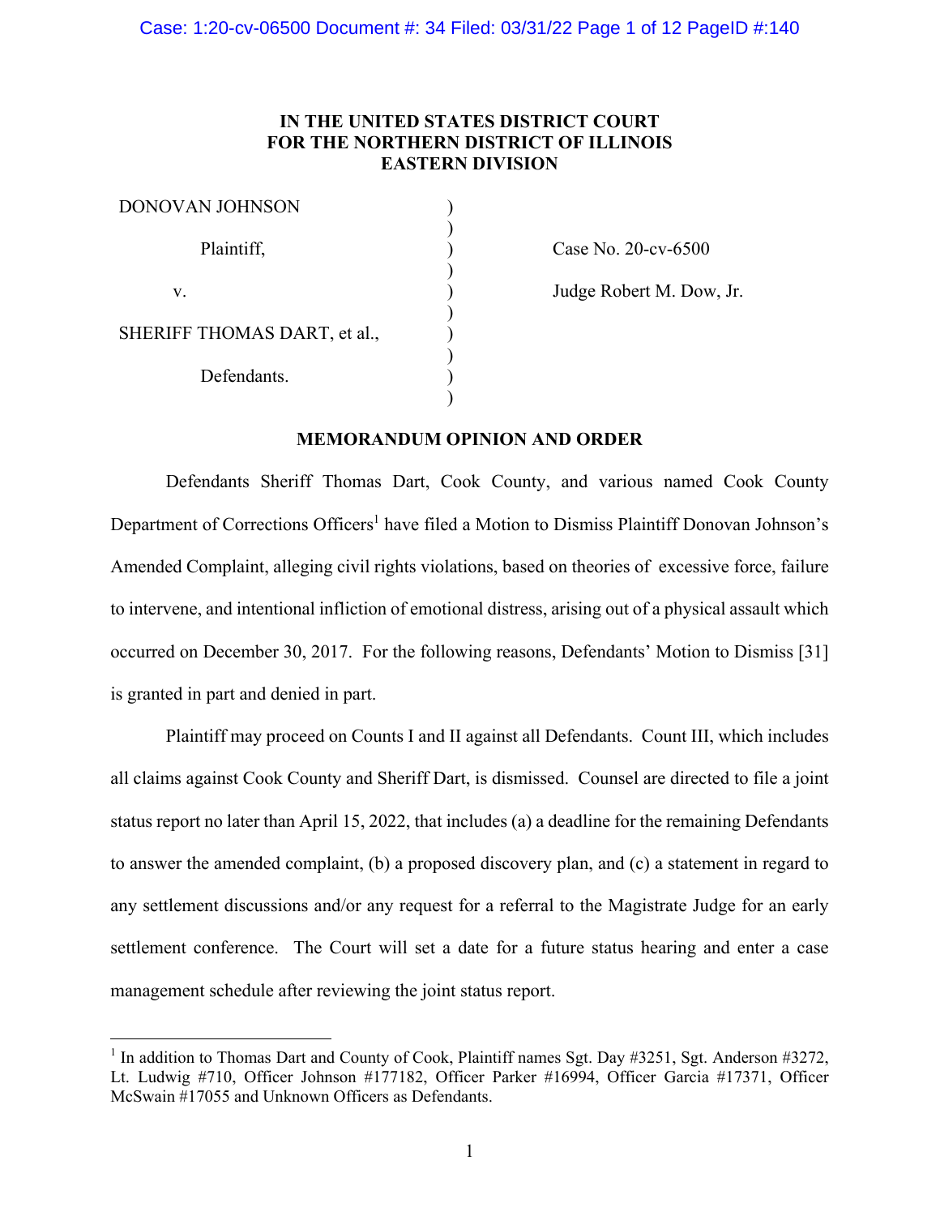**IN THE UNITED STATES DISTRICT COURT**
**FOR THE NORTHERN DISTRICT OF ILLINOIS**
**EASTERN DIVISION**

| | | |
|---|---|---|
| DONOVAN JOHNSON, Plaintiff, | ) | Case No. 20-cv-6500 |
| v. | ) | Judge Robert M. Dow, Jr. |
| SHERIFF THOMAS DART, et al., Defendants. | ) | |

**MEMORANDUM OPINION AND ORDER**

Defendants Sheriff Thomas Dart, Cook County, and various named Cook County Department of Corrections Officers[1] have filed a Motion to Dismiss Plaintiff Donovan Johnson's Amended Complaint, alleging civil rights violations, based on theories of excessive force, failure to intervene, and intentional infliction of emotional distress, arising out of a physical assault which occurred on December 30, 2017. For the following reasons, Defendants' Motion to Dismiss [31] is granted in part and denied in part.

Plaintiff may proceed on Counts I and II against all Defendants. Count III, which includes all claims against Cook County and Sheriff Dart, is dismissed. Counsel are directed to file a joint status report no later than April 15, 2022, that includes (a) a deadline for the remaining Defendants to answer the amended complaint, (b) a proposed discovery plan, and (c) a statement in regard to any settlement discussions and/or any request for a referral to the Magistrate Judge for an early settlement conference. The Court will set a date for a future status hearing and enter a case management schedule after reviewing the joint status report.

---

[1] In addition to Thomas Dart and County of Cook, Plaintiff names Sgt. Day #3251, Sgt. Anderson #3272, Lt. Ludwig #710, Officer Johnson #177182, Officer Parker #16994, Officer Garcia #17371, Officer McSwain #17055 and Unknown Officers as Defendants.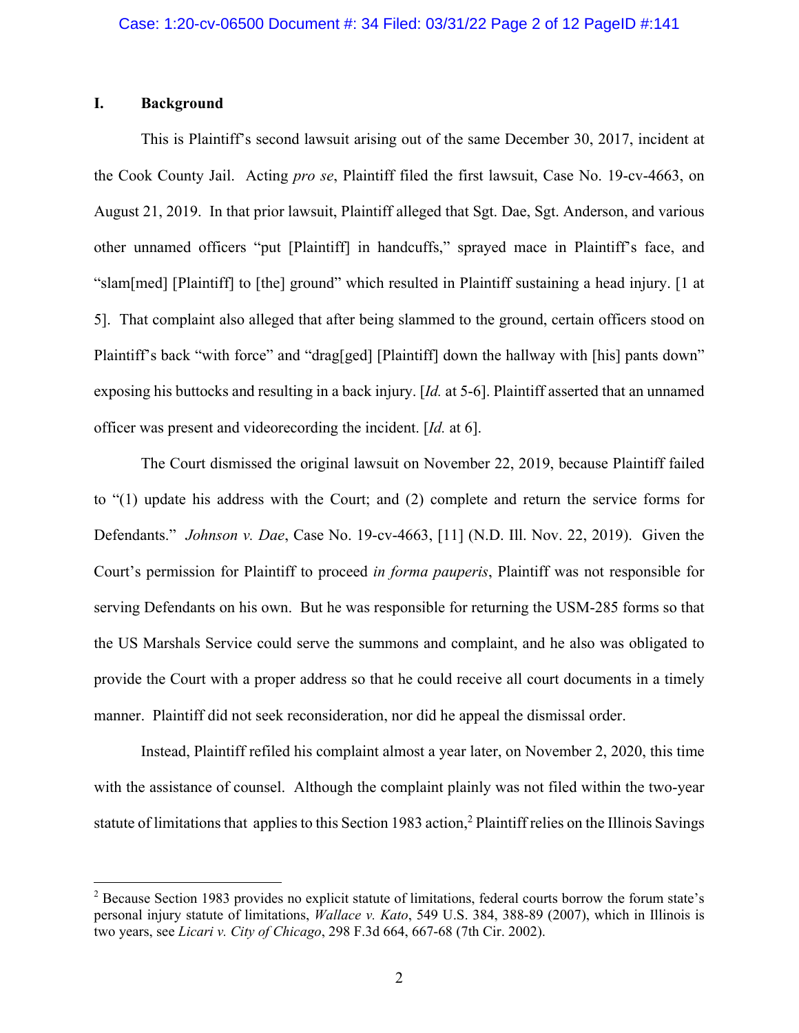## I. Background

This is Plaintiff's second lawsuit arising out of the same December 30, 2017, incident at the Cook County Jail. Acting *pro se*, Plaintiff filed the first lawsuit, Case No. 19-cv-4663, on August 21, 2019. In that prior lawsuit, Plaintiff alleged that Sgt. Dae, Sgt. Anderson, and various other unnamed officers "put [Plaintiff] in handcuffs," sprayed mace in Plaintiff's face, and "slam[med] [Plaintiff] to [the] ground" which resulted in Plaintiff sustaining a head injury. [1 at 5]. That complaint also alleged that after being slammed to the ground, certain officers stood on Plaintiff's back "with force" and "drag[ged] [Plaintiff] down the hallway with [his] pants down" exposing his buttocks and resulting in a back injury. [*Id.* at 5-6]. Plaintiff asserted that an unnamed officer was present and videorecording the incident. [*Id.* at 6].

The Court dismissed the original lawsuit on November 22, 2019, because Plaintiff failed to "(1) update his address with the Court; and (2) complete and return the service forms for Defendants." *Johnson v. Dae*, Case No. 19-cv-4663, [11] (N.D. Ill. Nov. 22, 2019). Given the Court's permission for Plaintiff to proceed *in forma pauperis*, Plaintiff was not responsible for serving Defendants on his own. But he was responsible for returning the USM-285 forms so that the US Marshals Service could serve the summons and complaint, and he also was obligated to provide the Court with a proper address so that he could receive all court documents in a timely manner. Plaintiff did not seek reconsideration, nor did he appeal the dismissal order.

Instead, Plaintiff refiled his complaint almost a year later, on November 2, 2020, this time with the assistance of counsel. Although the complaint plainly was not filed within the two-year statute of limitations that applies to this Section 1983 action,[2] Plaintiff relies on the Illinois Savings

[2] Because Section 1983 provides no explicit statute of limitations, federal courts borrow the forum state's personal injury statute of limitations, *Wallace v. Kato*, 549 U.S. 384, 388-89 (2007), which in Illinois is two years, see *Licari v. City of Chicago*, 298 F.3d 664, 667-68 (7th Cir. 2002).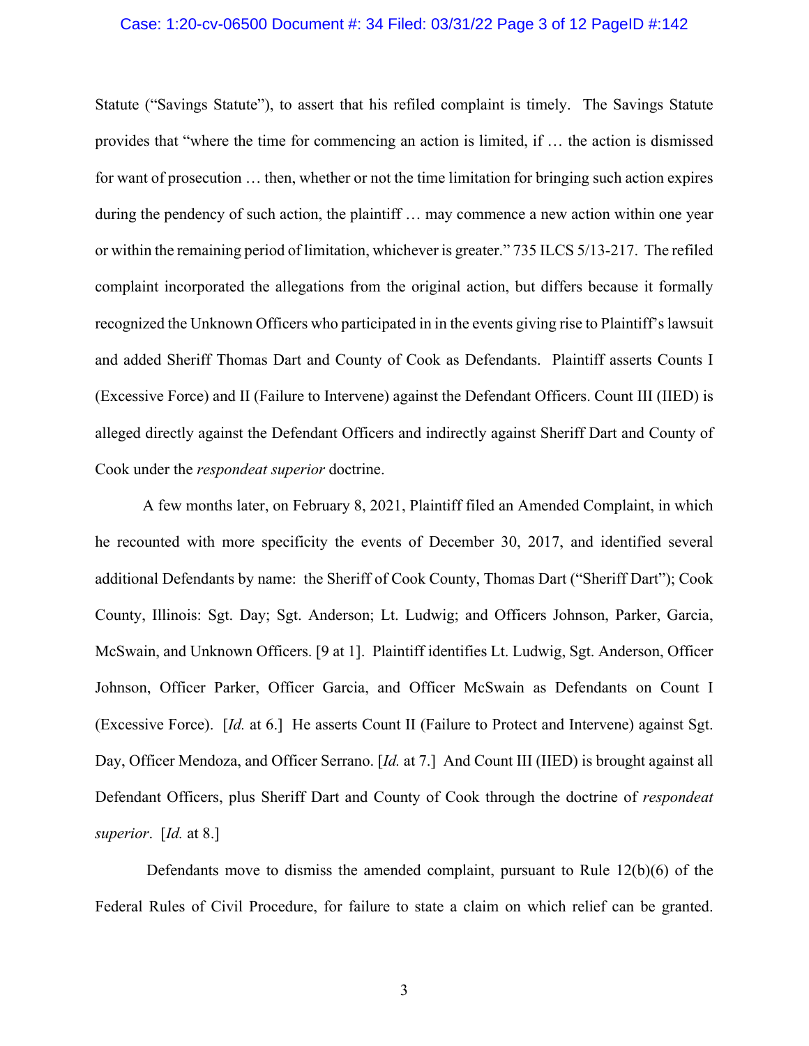Statute ("Savings Statute"), to assert that his refiled complaint is timely. The Savings Statute provides that "where the time for commencing an action is limited, if … the action is dismissed for want of prosecution … then, whether or not the time limitation for bringing such action expires during the pendency of such action, the plaintiff … may commence a new action within one year or within the remaining period of limitation, whichever is greater." 735 ILCS 5/13-217. The refiled complaint incorporated the allegations from the original action, but differs because it formally recognized the Unknown Officers who participated in in the events giving rise to Plaintiff's lawsuit and added Sheriff Thomas Dart and County of Cook as Defendants. Plaintiff asserts Counts I (Excessive Force) and II (Failure to Intervene) against the Defendant Officers. Count III (IIED) is alleged directly against the Defendant Officers and indirectly against Sheriff Dart and County of Cook under the *respondeat superior* doctrine.

A few months later, on February 8, 2021, Plaintiff filed an Amended Complaint, in which he recounted with more specificity the events of December 30, 2017, and identified several additional Defendants by name: the Sheriff of Cook County, Thomas Dart ("Sheriff Dart"); Cook County, Illinois: Sgt. Day; Sgt. Anderson; Lt. Ludwig; and Officers Johnson, Parker, Garcia, McSwain, and Unknown Officers. [9 at 1]. Plaintiff identifies Lt. Ludwig, Sgt. Anderson, Officer Johnson, Officer Parker, Officer Garcia, and Officer McSwain as Defendants on Count I (Excessive Force). [*Id.* at 6.] He asserts Count II (Failure to Protect and Intervene) against Sgt. Day, Officer Mendoza, and Officer Serrano. [*Id.* at 7.] And Count III (IIED) is brought against all Defendant Officers, plus Sheriff Dart and County of Cook through the doctrine of *respondeat superior*. [*Id.* at 8.]

Defendants move to dismiss the amended complaint, pursuant to Rule 12(b)(6) of the Federal Rules of Civil Procedure, for failure to state a claim on which relief can be granted.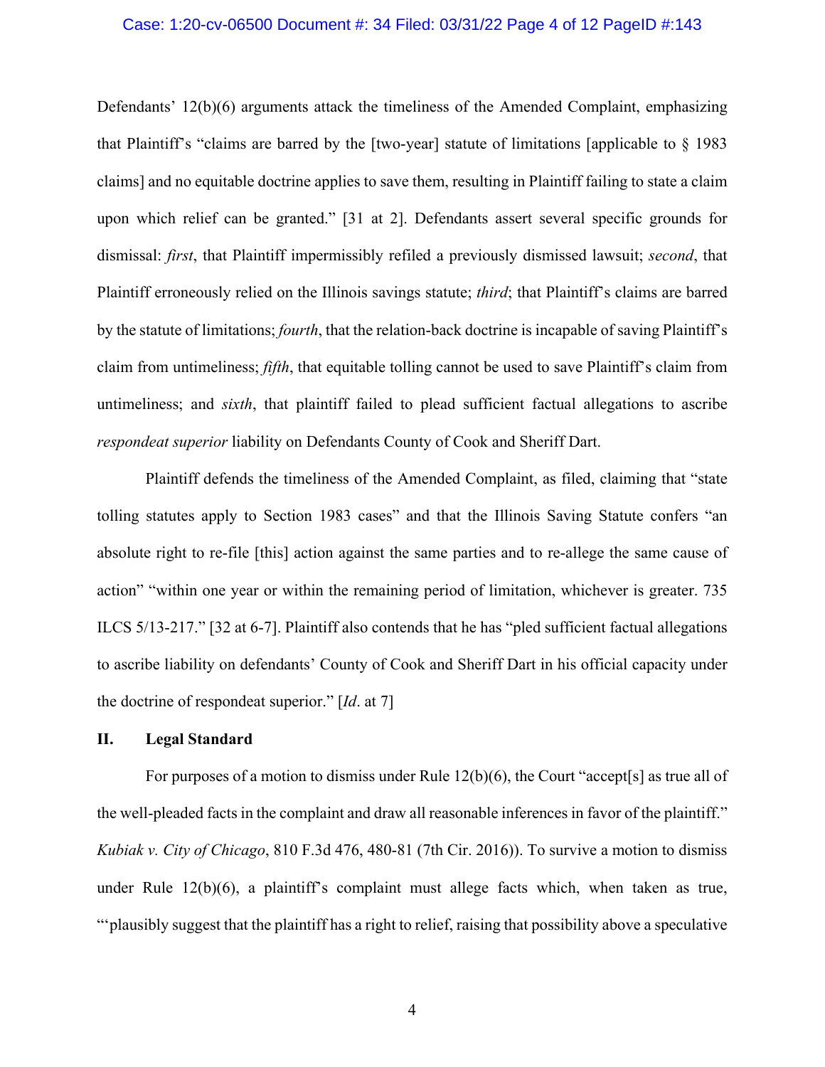Defendants' 12(b)(6) arguments attack the timeliness of the Amended Complaint, emphasizing that Plaintiff's "claims are barred by the [two-year] statute of limitations [applicable to § 1983 claims] and no equitable doctrine applies to save them, resulting in Plaintiff failing to state a claim upon which relief can be granted." [31 at 2]. Defendants assert several specific grounds for dismissal: *first*, that Plaintiff impermissibly refiled a previously dismissed lawsuit; *second*, that Plaintiff erroneously relied on the Illinois savings statute; *third*; that Plaintiff's claims are barred by the statute of limitations; *fourth*, that the relation-back doctrine is incapable of saving Plaintiff's claim from untimeliness; *fifth*, that equitable tolling cannot be used to save Plaintiff's claim from untimeliness; and *sixth*, that plaintiff failed to plead sufficient factual allegations to ascribe *respondeat superior* liability on Defendants County of Cook and Sheriff Dart.

Plaintiff defends the timeliness of the Amended Complaint, as filed, claiming that "state tolling statutes apply to Section 1983 cases" and that the Illinois Saving Statute confers "an absolute right to re-file [this] action against the same parties and to re-allege the same cause of action" "within one year or within the remaining period of limitation, whichever is greater. 735 ILCS 5/13-217." [32 at 6-7]. Plaintiff also contends that he has "pled sufficient factual allegations to ascribe liability on defendants' County of Cook and Sheriff Dart in his official capacity under the doctrine of respondeat superior." [*Id*. at 7]

## II. Legal Standard

For purposes of a motion to dismiss under Rule 12(b)(6), the Court "accept[s] as true all of the well-pleaded facts in the complaint and draw all reasonable inferences in favor of the plaintiff." *Kubiak v. City of Chicago*, 810 F.3d 476, 480-81 (7th Cir. 2016)). To survive a motion to dismiss under Rule 12(b)(6), a plaintiff's complaint must allege facts which, when taken as true, "'plausibly suggest that the plaintiff has a right to relief, raising that possibility above a speculative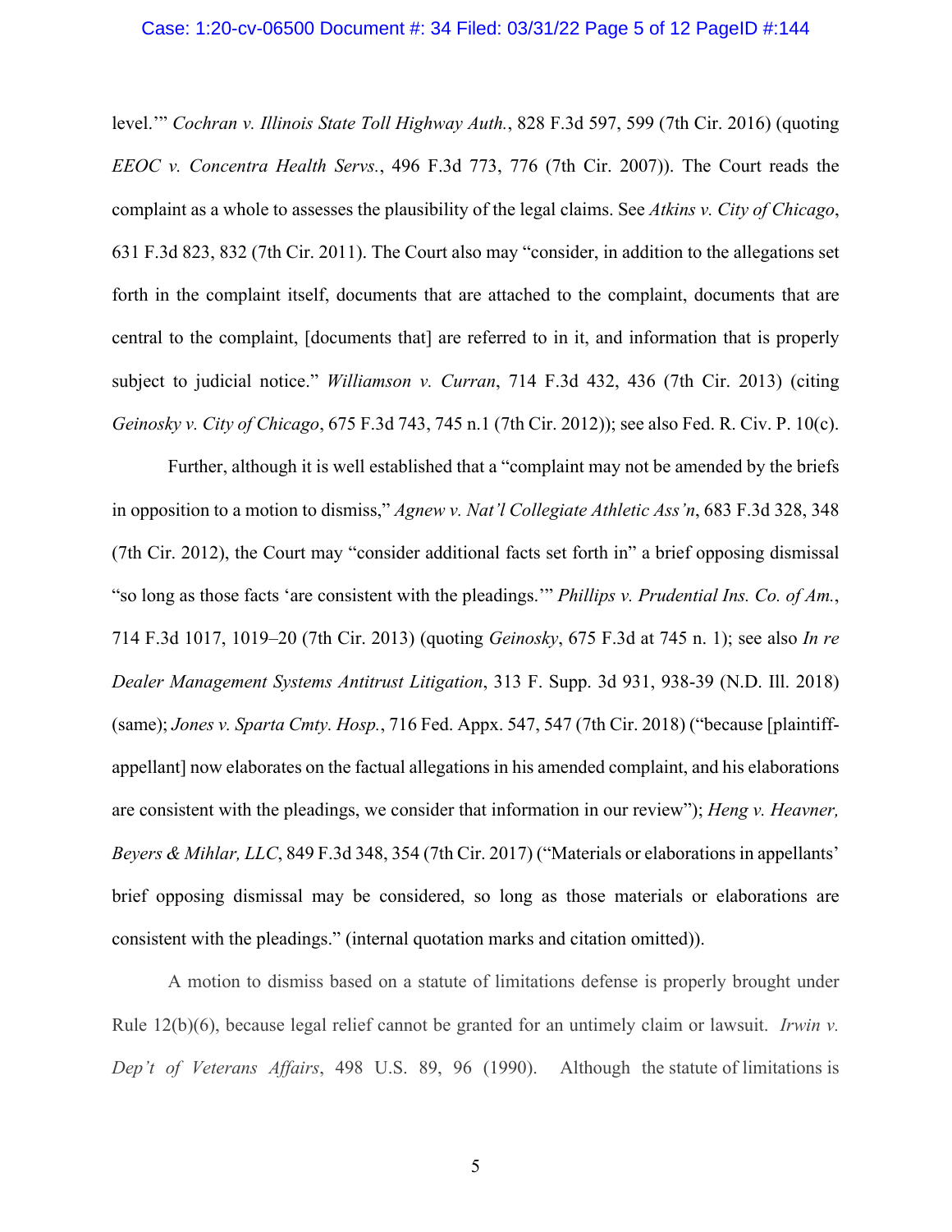level.'" *Cochran v. Illinois State Toll Highway Auth.*, 828 F.3d 597, 599 (7th Cir. 2016) (quoting *EEOC v. Concentra Health Servs.*, 496 F.3d 773, 776 (7th Cir. 2007)). The Court reads the complaint as a whole to assesses the plausibility of the legal claims. See *Atkins v. City of Chicago*, 631 F.3d 823, 832 (7th Cir. 2011). The Court also may "consider, in addition to the allegations set forth in the complaint itself, documents that are attached to the complaint, documents that are central to the complaint, [documents that] are referred to in it, and information that is properly subject to judicial notice." *Williamson v. Curran*, 714 F.3d 432, 436 (7th Cir. 2013) (citing *Geinosky v. City of Chicago*, 675 F.3d 743, 745 n.1 (7th Cir. 2012)); see also Fed. R. Civ. P. 10(c).

Further, although it is well established that a "complaint may not be amended by the briefs in opposition to a motion to dismiss," *Agnew v. Nat'l Collegiate Athletic Ass'n*, 683 F.3d 328, 348 (7th Cir. 2012), the Court may "consider additional facts set forth in" a brief opposing dismissal "so long as those facts 'are consistent with the pleadings.'" *Phillips v. Prudential Ins. Co. of Am.*, 714 F.3d 1017, 1019–20 (7th Cir. 2013) (quoting *Geinosky*, 675 F.3d at 745 n. 1); see also *In re Dealer Management Systems Antitrust Litigation*, 313 F. Supp. 3d 931, 938-39 (N.D. Ill. 2018) (same); *Jones v. Sparta Cmty. Hosp.*, 716 Fed. Appx. 547, 547 (7th Cir. 2018) ("because [plaintiff-appellant] now elaborates on the factual allegations in his amended complaint, and his elaborations are consistent with the pleadings, we consider that information in our review"); *Heng v. Heavner, Beyers & Mihlar, LLC*, 849 F.3d 348, 354 (7th Cir. 2017) ("Materials or elaborations in appellants' brief opposing dismissal may be considered, so long as those materials or elaborations are consistent with the pleadings." (internal quotation marks and citation omitted)).

A motion to dismiss based on a statute of limitations defense is properly brought under Rule 12(b)(6), because legal relief cannot be granted for an untimely claim or lawsuit. *Irwin v. Dep't of Veterans Affairs*, 498 U.S. 89, 96 (1990). Although the statute of limitations is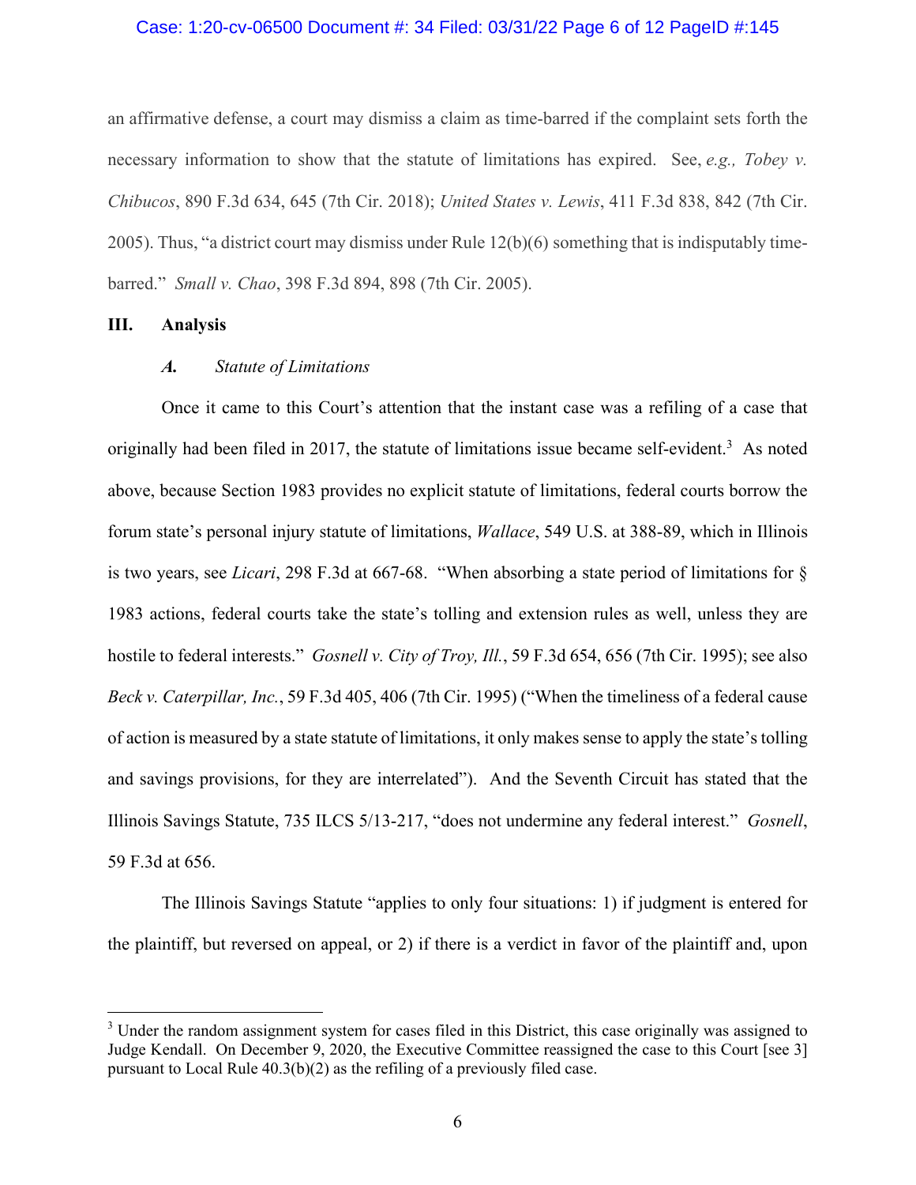an affirmative defense, a court may dismiss a claim as time-barred if the complaint sets forth the necessary information to show that the statute of limitations has expired. See, *e.g., Tobey v. Chibucos*, 890 F.3d 634, 645 (7th Cir. 2018); *United States v. Lewis*, 411 F.3d 838, 842 (7th Cir. 2005). Thus, "a district court may dismiss under Rule 12(b)(6) something that is indisputably time-barred." *Small v. Chao*, 398 F.3d 894, 898 (7th Cir. 2005).

## III. Analysis

### *A. Statute of Limitations*

Once it came to this Court's attention that the instant case was a refiling of a case that originally had been filed in 2017, the statute of limitations issue became self-evident.[3] As noted above, because Section 1983 provides no explicit statute of limitations, federal courts borrow the forum state's personal injury statute of limitations, *Wallace*, 549 U.S. at 388-89, which in Illinois is two years, see *Licari*, 298 F.3d at 667-68. "When absorbing a state period of limitations for § 1983 actions, federal courts take the state's tolling and extension rules as well, unless they are hostile to federal interests." *Gosnell v. City of Troy, Ill.*, 59 F.3d 654, 656 (7th Cir. 1995); see also *Beck v. Caterpillar, Inc.*, 59 F.3d 405, 406 (7th Cir. 1995) ("When the timeliness of a federal cause of action is measured by a state statute of limitations, it only makes sense to apply the state's tolling and savings provisions, for they are interrelated"). And the Seventh Circuit has stated that the Illinois Savings Statute, 735 ILCS 5/13-217, "does not undermine any federal interest." *Gosnell*, 59 F.3d at 656.

The Illinois Savings Statute "applies to only four situations: 1) if judgment is entered for the plaintiff, but reversed on appeal, or 2) if there is a verdict in favor of the plaintiff and, upon

---

[3] Under the random assignment system for cases filed in this District, this case originally was assigned to Judge Kendall. On December 9, 2020, the Executive Committee reassigned the case to this Court [see 3] pursuant to Local Rule 40.3(b)(2) as the refiling of a previously filed case.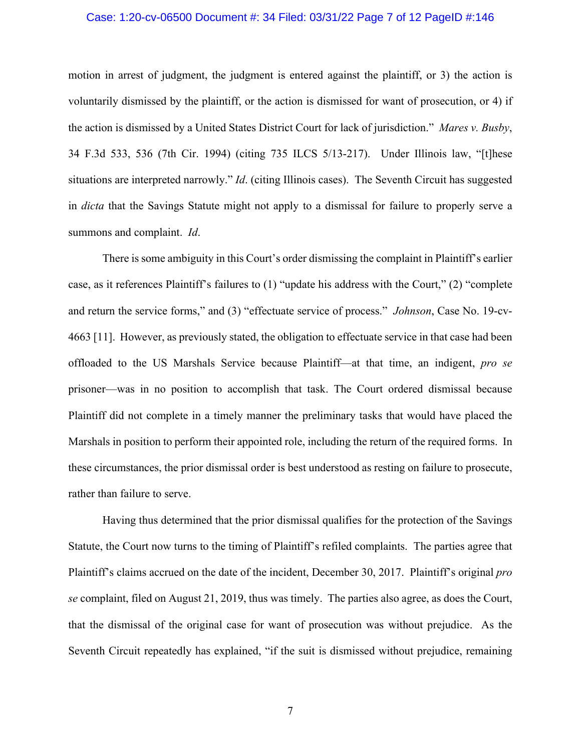motion in arrest of judgment, the judgment is entered against the plaintiff, or 3) the action is voluntarily dismissed by the plaintiff, or the action is dismissed for want of prosecution, or 4) if the action is dismissed by a United States District Court for lack of jurisdiction." *Mares v. Busby*, 34 F.3d 533, 536 (7th Cir. 1994) (citing 735 ILCS 5/13-217). Under Illinois law, "[t]hese situations are interpreted narrowly." *Id*. (citing Illinois cases). The Seventh Circuit has suggested in *dicta* that the Savings Statute might not apply to a dismissal for failure to properly serve a summons and complaint. *Id*.

There is some ambiguity in this Court's order dismissing the complaint in Plaintiff's earlier case, as it references Plaintiff's failures to (1) "update his address with the Court," (2) "complete and return the service forms," and (3) "effectuate service of process." *Johnson*, Case No. 19-cv-4663 [11]. However, as previously stated, the obligation to effectuate service in that case had been offloaded to the US Marshals Service because Plaintiff—at that time, an indigent, *pro se* prisoner—was in no position to accomplish that task. The Court ordered dismissal because Plaintiff did not complete in a timely manner the preliminary tasks that would have placed the Marshals in position to perform their appointed role, including the return of the required forms. In these circumstances, the prior dismissal order is best understood as resting on failure to prosecute, rather than failure to serve.

Having thus determined that the prior dismissal qualifies for the protection of the Savings Statute, the Court now turns to the timing of Plaintiff's refiled complaints. The parties agree that Plaintiff's claims accrued on the date of the incident, December 30, 2017. Plaintiff's original *pro se* complaint, filed on August 21, 2019, thus was timely. The parties also agree, as does the Court, that the dismissal of the original case for want of prosecution was without prejudice. As the Seventh Circuit repeatedly has explained, "if the suit is dismissed without prejudice, remaining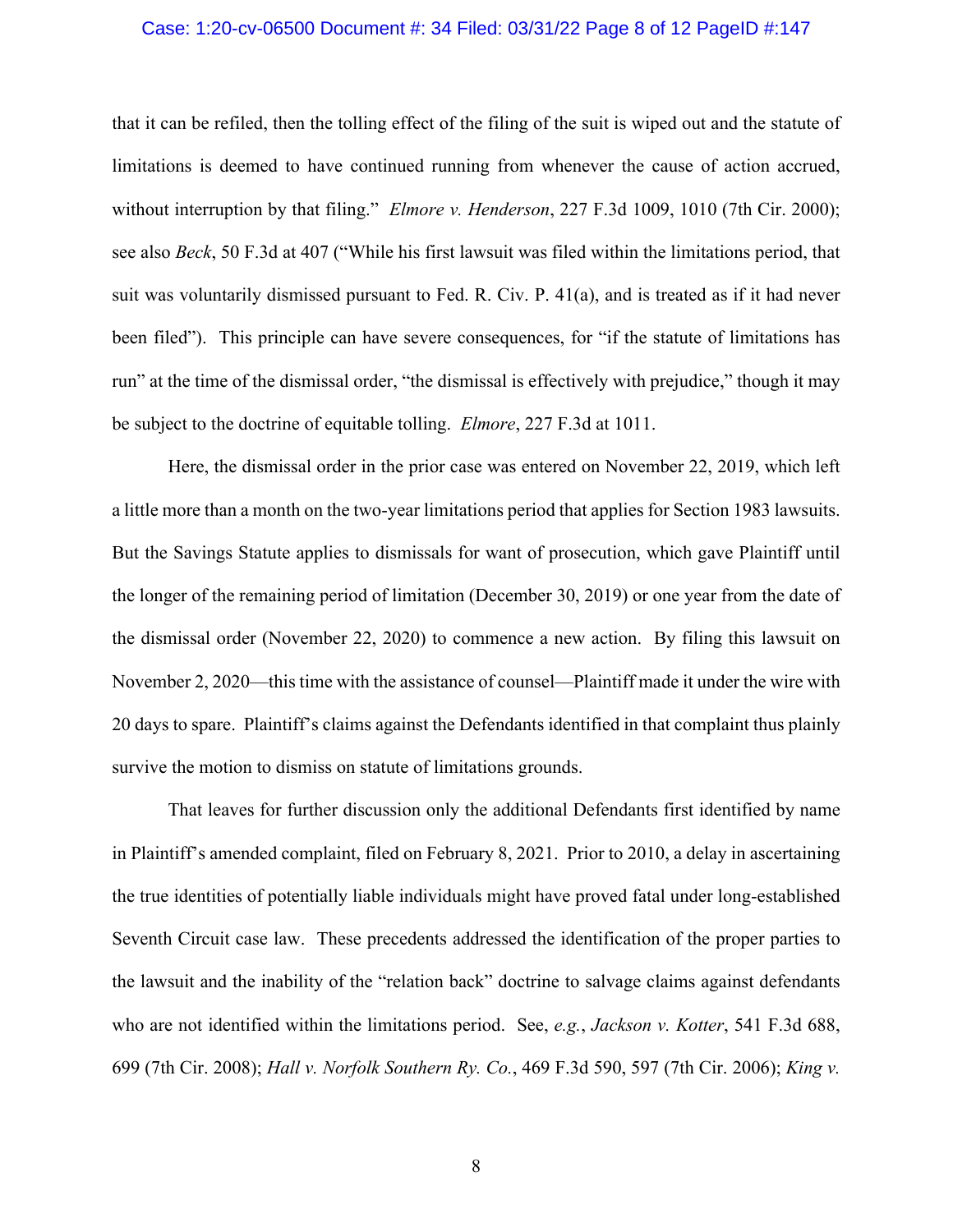that it can be refiled, then the tolling effect of the filing of the suit is wiped out and the statute of limitations is deemed to have continued running from whenever the cause of action accrued, without interruption by that filing." *Elmore v. Henderson*, 227 F.3d 1009, 1010 (7th Cir. 2000); see also *Beck*, 50 F.3d at 407 ("While his first lawsuit was filed within the limitations period, that suit was voluntarily dismissed pursuant to Fed. R. Civ. P. 41(a), and is treated as if it had never been filed"). This principle can have severe consequences, for "if the statute of limitations has run" at the time of the dismissal order, "the dismissal is effectively with prejudice," though it may be subject to the doctrine of equitable tolling. *Elmore*, 227 F.3d at 1011.

Here, the dismissal order in the prior case was entered on November 22, 2019, which left a little more than a month on the two-year limitations period that applies for Section 1983 lawsuits. But the Savings Statute applies to dismissals for want of prosecution, which gave Plaintiff until the longer of the remaining period of limitation (December 30, 2019) or one year from the date of the dismissal order (November 22, 2020) to commence a new action. By filing this lawsuit on November 2, 2020—this time with the assistance of counsel—Plaintiff made it under the wire with 20 days to spare. Plaintiff's claims against the Defendants identified in that complaint thus plainly survive the motion to dismiss on statute of limitations grounds.

That leaves for further discussion only the additional Defendants first identified by name in Plaintiff's amended complaint, filed on February 8, 2021. Prior to 2010, a delay in ascertaining the true identities of potentially liable individuals might have proved fatal under long-established Seventh Circuit case law. These precedents addressed the identification of the proper parties to the lawsuit and the inability of the "relation back" doctrine to salvage claims against defendants who are not identified within the limitations period. See, *e.g.*, *Jackson v. Kotter*, 541 F.3d 688, 699 (7th Cir. 2008); *Hall v. Norfolk Southern Ry. Co.*, 469 F.3d 590, 597 (7th Cir. 2006); *King v.*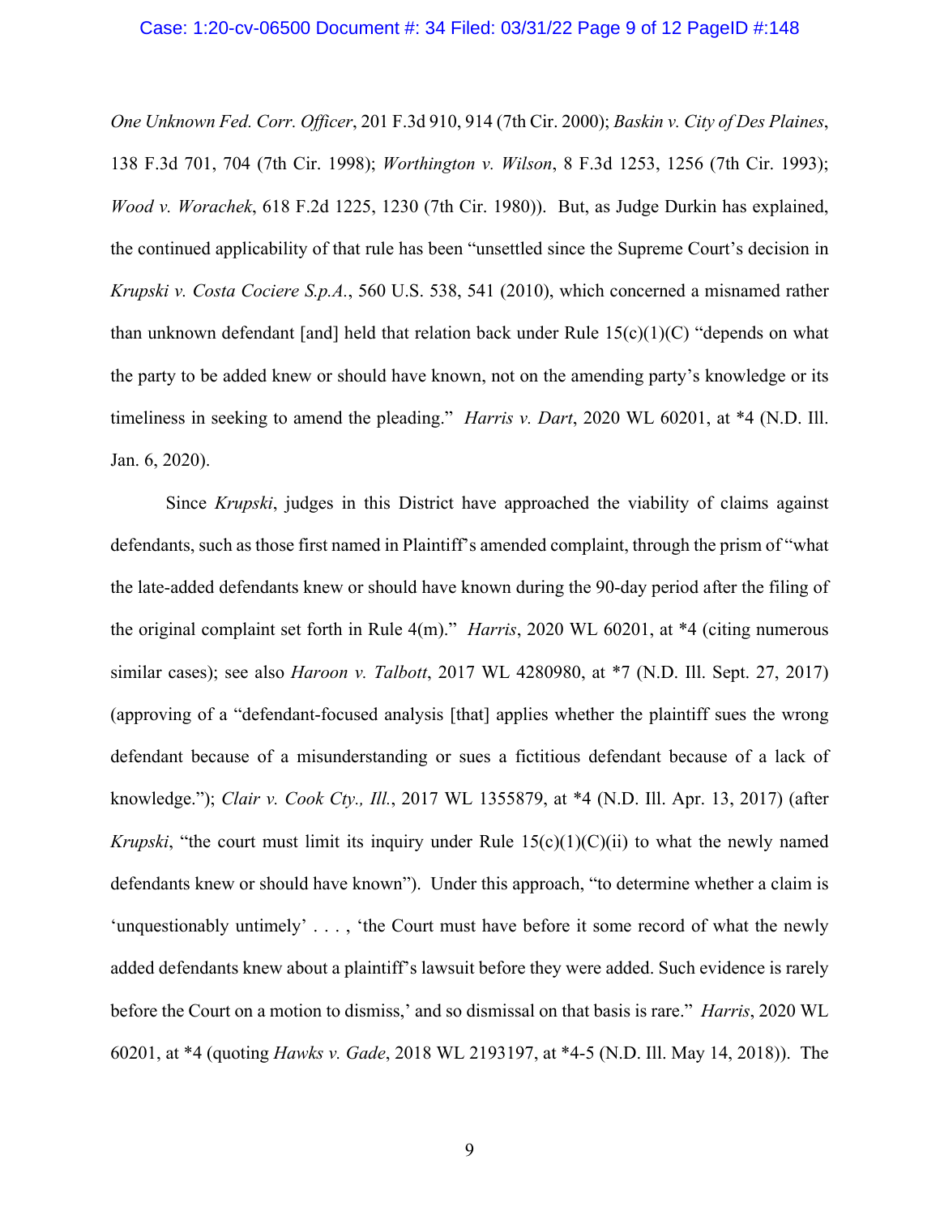*One Unknown Fed. Corr. Officer*, 201 F.3d 910, 914 (7th Cir. 2000); *Baskin v. City of Des Plaines*, 138 F.3d 701, 704 (7th Cir. 1998); *Worthington v. Wilson*, 8 F.3d 1253, 1256 (7th Cir. 1993); *Wood v. Worachek*, 618 F.2d 1225, 1230 (7th Cir. 1980)). But, as Judge Durkin has explained, the continued applicability of that rule has been "unsettled since the Supreme Court's decision in *Krupski v. Costa Cociere S.p.A.*, 560 U.S. 538, 541 (2010), which concerned a misnamed rather than unknown defendant [and] held that relation back under Rule 15(c)(1)(C) "depends on what the party to be added knew or should have known, not on the amending party's knowledge or its timeliness in seeking to amend the pleading." *Harris v. Dart*, 2020 WL 60201, at *4 (N.D. Ill. Jan. 6, 2020).

Since *Krupski*, judges in this District have approached the viability of claims against defendants, such as those first named in Plaintiff's amended complaint, through the prism of "what the late-added defendants knew or should have known during the 90-day period after the filing of the original complaint set forth in Rule 4(m)." *Harris*, 2020 WL 60201, at *4 (citing numerous similar cases); see also *Haroon v. Talbott*, 2017 WL 4280980, at *7 (N.D. Ill. Sept. 27, 2017) (approving of a "defendant-focused analysis [that] applies whether the plaintiff sues the wrong defendant because of a misunderstanding or sues a fictitious defendant because of a lack of knowledge."); *Clair v. Cook Cty., Ill.*, 2017 WL 1355879, at *4 (N.D. Ill. Apr. 13, 2017) (after *Krupski*, "the court must limit its inquiry under Rule 15(c)(1)(C)(ii) to what the newly named defendants knew or should have known"). Under this approach, "to determine whether a claim is 'unquestionably untimely' . . . , 'the Court must have before it some record of what the newly added defendants knew about a plaintiff's lawsuit before they were added. Such evidence is rarely before the Court on a motion to dismiss,' and so dismissal on that basis is rare." *Harris*, 2020 WL 60201, at *4 (quoting *Hawks v. Gade*, 2018 WL 2193197, at *4-5 (N.D. Ill. May 14, 2018)). The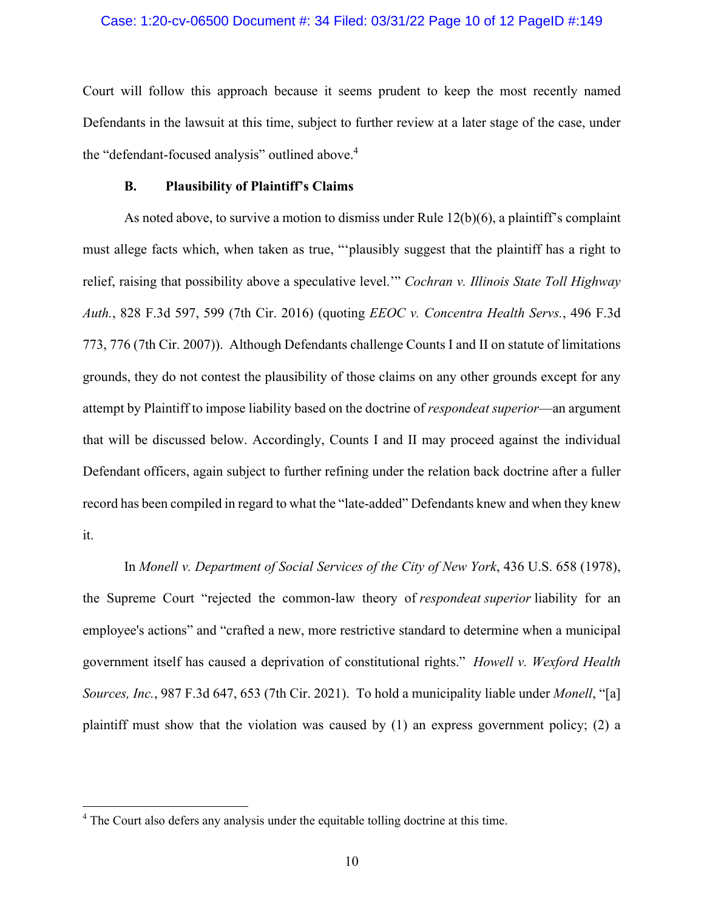Court will follow this approach because it seems prudent to keep the most recently named Defendants in the lawsuit at this time, subject to further review at a later stage of the case, under the "defendant-focused analysis" outlined above.[4]

### B. Plausibility of Plaintiff's Claims

As noted above, to survive a motion to dismiss under Rule 12(b)(6), a plaintiff's complaint must allege facts which, when taken as true, "'plausibly suggest that the plaintiff has a right to relief, raising that possibility above a speculative level.'" *Cochran v. Illinois State Toll Highway Auth.*, 828 F.3d 597, 599 (7th Cir. 2016) (quoting *EEOC v. Concentra Health Servs.*, 496 F.3d 773, 776 (7th Cir. 2007)). Although Defendants challenge Counts I and II on statute of limitations grounds, they do not contest the plausibility of those claims on any other grounds except for any attempt by Plaintiff to impose liability based on the doctrine of *respondeat superior*—an argument that will be discussed below. Accordingly, Counts I and II may proceed against the individual Defendant officers, again subject to further refining under the relation back doctrine after a fuller record has been compiled in regard to what the "late-added" Defendants knew and when they knew it.

In *Monell v. Department of Social Services of the City of New York*, 436 U.S. 658 (1978), the Supreme Court "rejected the common-law theory of *respondeat superior* liability for an employee's actions" and "crafted a new, more restrictive standard to determine when a municipal government itself has caused a deprivation of constitutional rights." *Howell v. Wexford Health Sources, Inc.*, 987 F.3d 647, 653 (7th Cir. 2021). To hold a municipality liable under *Monell*, "[a] plaintiff must show that the violation was caused by (1) an express government policy; (2) a

---

[4] The Court also defers any analysis under the equitable tolling doctrine at this time.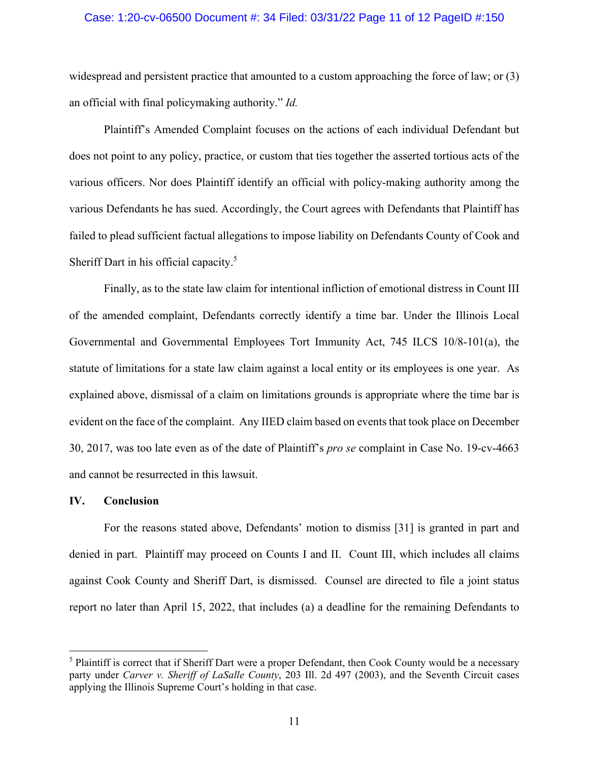widespread and persistent practice that amounted to a custom approaching the force of law; or (3) an official with final policymaking authority." *Id.*

Plaintiff's Amended Complaint focuses on the actions of each individual Defendant but does not point to any policy, practice, or custom that ties together the asserted tortious acts of the various officers. Nor does Plaintiff identify an official with policy-making authority among the various Defendants he has sued. Accordingly, the Court agrees with Defendants that Plaintiff has failed to plead sufficient factual allegations to impose liability on Defendants County of Cook and Sheriff Dart in his official capacity.[5]

Finally, as to the state law claim for intentional infliction of emotional distress in Count III of the amended complaint, Defendants correctly identify a time bar. Under the Illinois Local Governmental and Governmental Employees Tort Immunity Act, 745 ILCS 10/8-101(a), the statute of limitations for a state law claim against a local entity or its employees is one year. As explained above, dismissal of a claim on limitations grounds is appropriate where the time bar is evident on the face of the complaint. Any IIED claim based on events that took place on December 30, 2017, was too late even as of the date of Plaintiff's *pro se* complaint in Case No. 19-cv-4663 and cannot be resurrected in this lawsuit.

## IV. Conclusion

For the reasons stated above, Defendants' motion to dismiss [31] is granted in part and denied in part. Plaintiff may proceed on Counts I and II. Count III, which includes all claims against Cook County and Sheriff Dart, is dismissed. Counsel are directed to file a joint status report no later than April 15, 2022, that includes (a) a deadline for the remaining Defendants to

---

[5] Plaintiff is correct that if Sheriff Dart were a proper Defendant, then Cook County would be a necessary party under *Carver v. Sheriff of LaSalle County*, 203 Ill. 2d 497 (2003), and the Seventh Circuit cases applying the Illinois Supreme Court's holding in that case.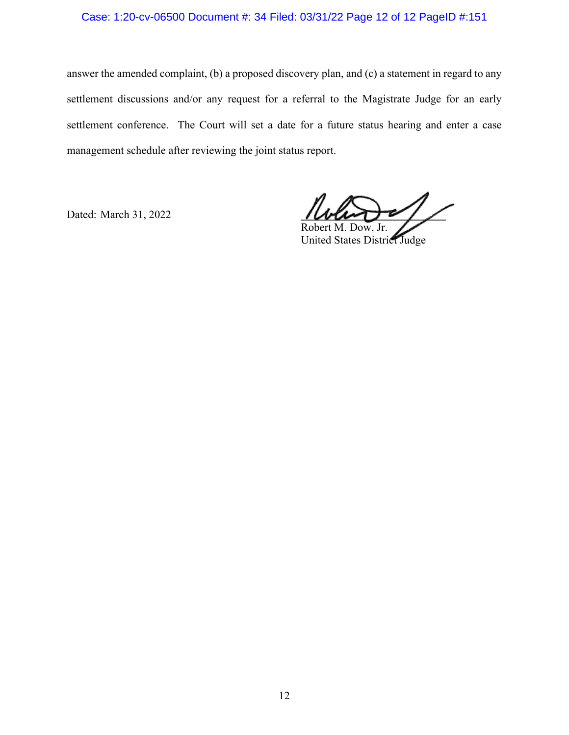answer the amended complaint, (b) a proposed discovery plan, and (c) a statement in regard to any settlement discussions and/or any request for a referral to the Magistrate Judge for an early settlement conference. The Court will set a date for a future status hearing and enter a case management schedule after reviewing the joint status report.

Dated: March 31, 2022

Robert M. Dow, Jr.
United States District Judge